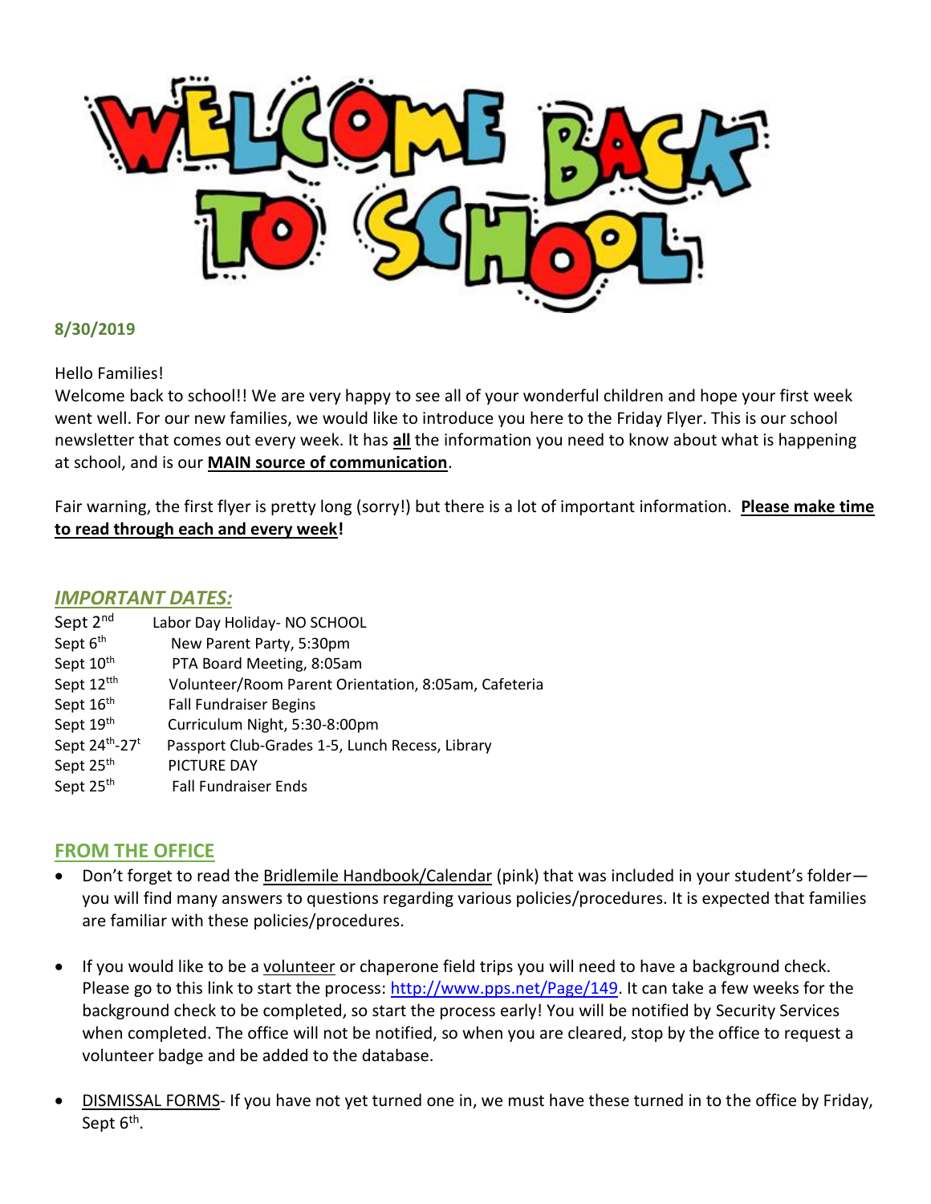# WELCOME BACK TO SCHOOL

**8/30/2019**

Hello Families!
Welcome back to school!! We are very happy to see all of your wonderful children and hope your first week went well. For our new families, we would like to introduce you here to the Friday Flyer. This is our school newsletter that comes out every week. It has **all** the information you need to know about what is happening at school, and is our **MAIN source of communication**.

Fair warning, the first flyer is pretty long (sorry!) but there is a lot of important information. **Please make time to read through each and every week!**

## *IMPORTANT DATES:*

| | |
|---|---|
| Sept 2nd | Labor Day Holiday- NO SCHOOL |
| Sept 6th | New Parent Party, 5:30pm |
| Sept 10th | PTA Board Meeting, 8:05am |
| Sept 12tth | Volunteer/Room Parent Orientation, 8:05am, Cafeteria |
| Sept 16th | Fall Fundraiser Begins |
| Sept 19th | Curriculum Night, 5:30-8:00pm |
| Sept 24th-27t | Passport Club-Grades 1-5, Lunch Recess, Library |
| Sept 25th | PICTURE DAY |
| Sept 25th | Fall Fundraiser Ends |

## FROM THE OFFICE

- Don't forget to read the Bridlemile Handbook/Calendar (pink) that was included in your student's folder—you will find many answers to questions regarding various policies/procedures. It is expected that families are familiar with these policies/procedures.

- If you would like to be a volunteer or chaperone field trips you will need to have a background check. Please go to this link to start the process: http://www.pps.net/Page/149. It can take a few weeks for the background check to be completed, so start the process early! You will be notified by Security Services when completed. The office will not be notified, so when you are cleared, stop by the office to request a volunteer badge and be added to the database.

- DISMISSAL FORMS- If you have not yet turned one in, we must have these turned in to the office by Friday, Sept 6th.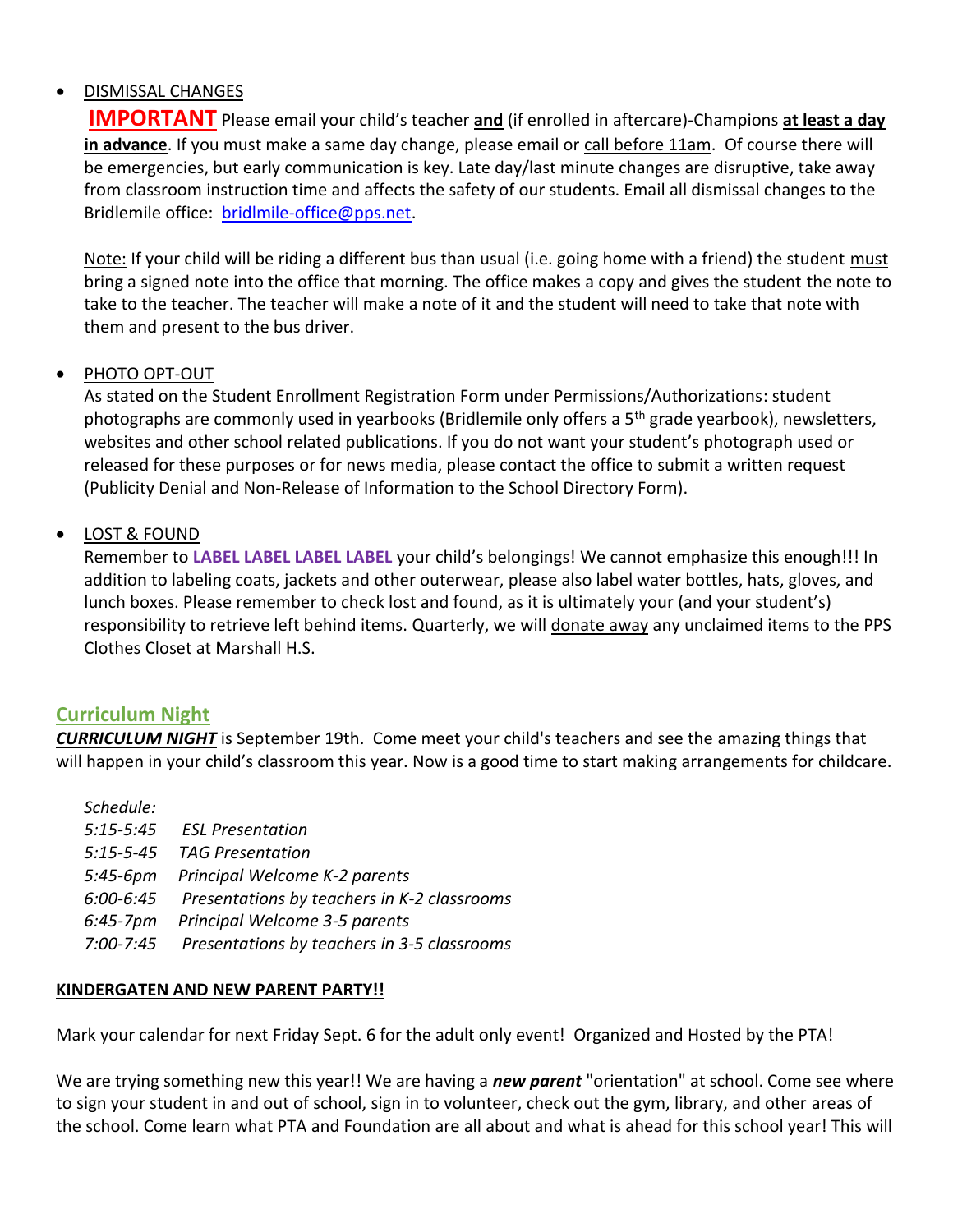- DISMISSAL CHANGES

  **IMPORTANT** Please email your child's teacher **and** (if enrolled in aftercare)-Champions **at least a day in advance**. If you must make a same day change, please email or call before 11am. Of course there will be emergencies, but early communication is key. Late day/last minute changes are disruptive, take away from classroom instruction time and affects the safety of our students. Email all dismissal changes to the Bridlemile office: bridlmile-office@pps.net.

  Note: If your child will be riding a different bus than usual (i.e. going home with a friend) the student must bring a signed note into the office that morning. The office makes a copy and gives the student the note to take to the teacher. The teacher will make a note of it and the student will need to take that note with them and present to the bus driver.

- PHOTO OPT-OUT

  As stated on the Student Enrollment Registration Form under Permissions/Authorizations: student photographs are commonly used in yearbooks (Bridlemile only offers a 5th grade yearbook), newsletters, websites and other school related publications. If you do not want your student's photograph used or released for these purposes or for news media, please contact the office to submit a written request (Publicity Denial and Non-Release of Information to the School Directory Form).

- LOST & FOUND

  Remember to **LABEL LABEL LABEL LABEL** your child's belongings! We cannot emphasize this enough!!! In addition to labeling coats, jackets and other outerwear, please also label water bottles, hats, gloves, and lunch boxes. Please remember to check lost and found, as it is ultimately your (and your student's) responsibility to retrieve left behind items. Quarterly, we will donate away any unclaimed items to the PPS Clothes Closet at Marshall H.S.

## Curriculum Night

***CURRICULUM NIGHT*** is September 19th. Come meet your child's teachers and see the amazing things that will happen in your child's classroom this year. Now is a good time to start making arrangements for childcare.

*Schedule:*
*5:15-5:45 ESL Presentation*
*5:15-5-45 TAG Presentation*
*5:45-6pm Principal Welcome K-2 parents*
*6:00-6:45 Presentations by teachers in K-2 classrooms*
*6:45-7pm Principal Welcome 3-5 parents*
*7:00-7:45 Presentations by teachers in 3-5 classrooms*

**KINDERGATEN AND NEW PARENT PARTY!!**

Mark your calendar for next Friday Sept. 6 for the adult only event! Organized and Hosted by the PTA!

We are trying something new this year!! We are having a ***new parent*** "orientation" at school. Come see where to sign your student in and out of school, sign in to volunteer, check out the gym, library, and other areas of the school. Come learn what PTA and Foundation are all about and what is ahead for this school year! This will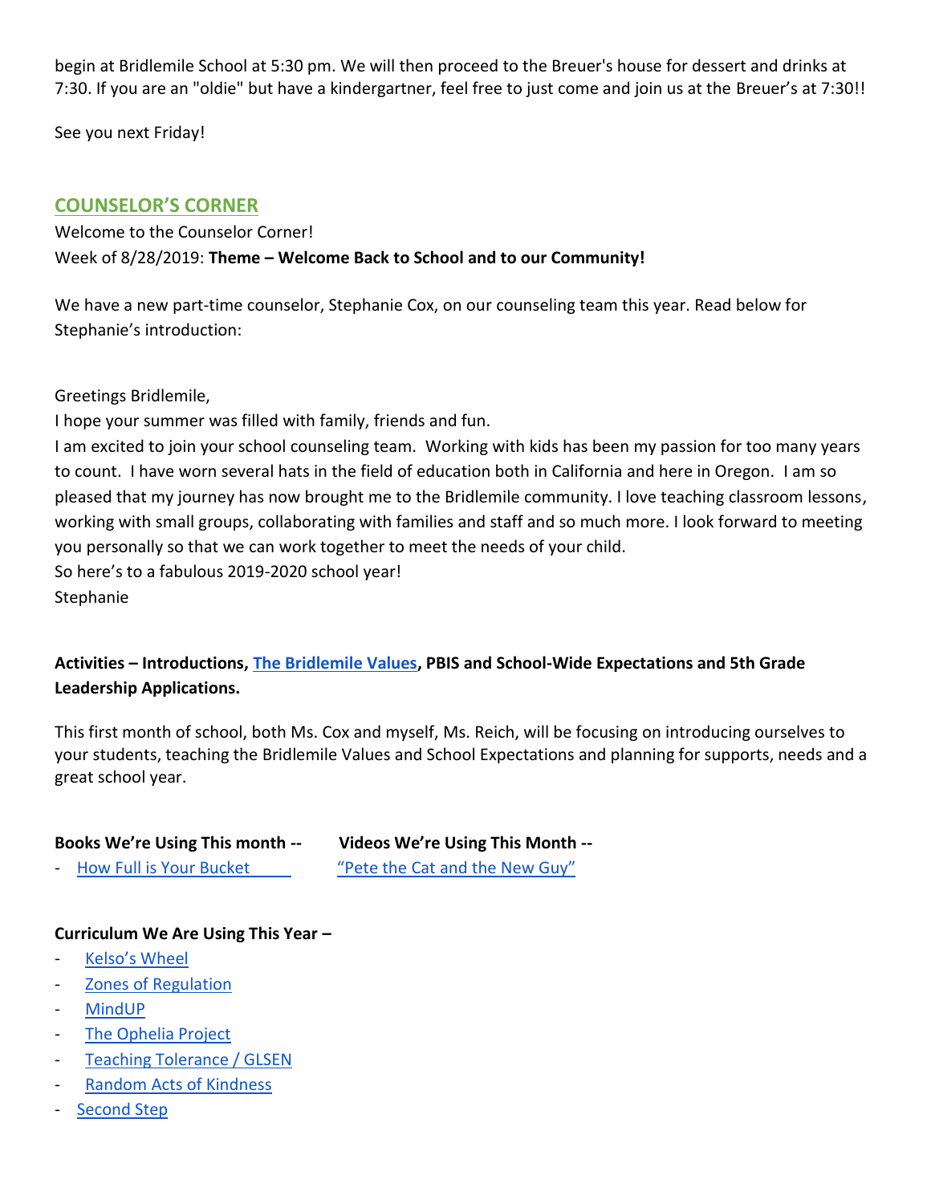begin at Bridlemile School at 5:30 pm. We will then proceed to the Breuer's house for dessert and drinks at 7:30. If you are an "oldie" but have a kindergartner, feel free to just come and join us at the Breuer's at 7:30!!

See you next Friday!

## COUNSELOR'S CORNER

Welcome to the Counselor Corner!
Week of 8/28/2019: **Theme – Welcome Back to School and to our Community!**

We have a new part-time counselor, Stephanie Cox, on our counseling team this year. Read below for Stephanie's introduction:

Greetings Bridlemile,
I hope your summer was filled with family, friends and fun.
I am excited to join your school counseling team. Working with kids has been my passion for too many years to count. I have worn several hats in the field of education both in California and here in Oregon. I am so pleased that my journey has now brought me to the Bridlemile community. I love teaching classroom lessons, working with small groups, collaborating with families and staff and so much more. I look forward to meeting you personally so that we can work together to meet the needs of your child.
So here's to a fabulous 2019-2020 school year!
Stephanie

**Activities – Introductions, The Bridlemile Values, PBIS and School-Wide Expectations and 5th Grade Leadership Applications.**

This first month of school, both Ms. Cox and myself, Ms. Reich, will be focusing on introducing ourselves to your students, teaching the Bridlemile Values and School Expectations and planning for supports, needs and a great school year.

**Books We're Using This month --**
- How Full is Your Bucket

**Videos We're Using This Month --**
"Pete the Cat and the New Guy"

**Curriculum We Are Using This Year –**
- Kelso's Wheel
- Zones of Regulation
- MindUP
- The Ophelia Project
- Teaching Tolerance / GLSEN
- Random Acts of Kindness
- Second Step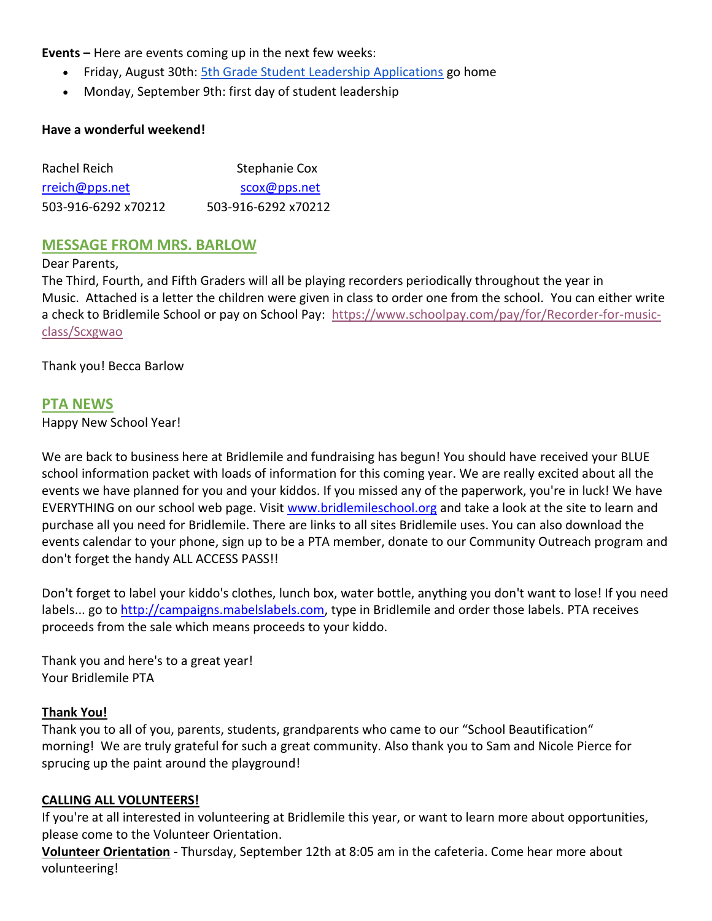**Events –** Here are events coming up in the next few weeks:

- Friday, August 30th: [5th Grade Student Leadership Applications]() go home
- Monday, September 9th: first day of student leadership

**Have a wonderful weekend!**

| | |
|---|---|
| Rachel Reich | Stephanie Cox |
| rreich@pps.net | scox@pps.net |
| 503-916-6292 x70212 | 503-916-6292 x70212 |

## MESSAGE FROM MRS. BARLOW

Dear Parents,

The Third, Fourth, and Fifth Graders will all be playing recorders periodically throughout the year in Music. Attached is a letter the children were given in class to order one from the school. You can either write a check to Bridlemile School or pay on School Pay: https://www.schoolpay.com/pay/for/Recorder-for-music-class/Scxgwao

Thank you! Becca Barlow

## PTA NEWS

Happy New School Year!

We are back to business here at Bridlemile and fundraising has begun! You should have received your BLUE school information packet with loads of information for this coming year. We are really excited about all the events we have planned for you and your kiddos. If you missed any of the paperwork, you're in luck! We have EVERYTHING on our school web page. Visit www.bridlemileschool.org and take a look at the site to learn and purchase all you need for Bridlemile. There are links to all sites Bridlemile uses. You can also download the events calendar to your phone, sign up to be a PTA member, donate to our Community Outreach program and don't forget the handy ALL ACCESS PASS!!

Don't forget to label your kiddo's clothes, lunch box, water bottle, anything you don't want to lose! If you need labels... go to http://campaigns.mabelslabels.com, type in Bridlemile and order those labels. PTA receives proceeds from the sale which means proceeds to your kiddo.

Thank you and here's to a great year!
Your Bridlemile PTA

**Thank You!**

Thank you to all of you, parents, students, grandparents who came to our "School Beautification" morning! We are truly grateful for such a great community. Also thank you to Sam and Nicole Pierce for sprucing up the paint around the playground!

**CALLING ALL VOLUNTEERS!**

If you're at all interested in volunteering at Bridlemile this year, or want to learn more about opportunities, please come to the Volunteer Orientation.

**Volunteer Orientation** - Thursday, September 12th at 8:05 am in the cafeteria. Come hear more about volunteering!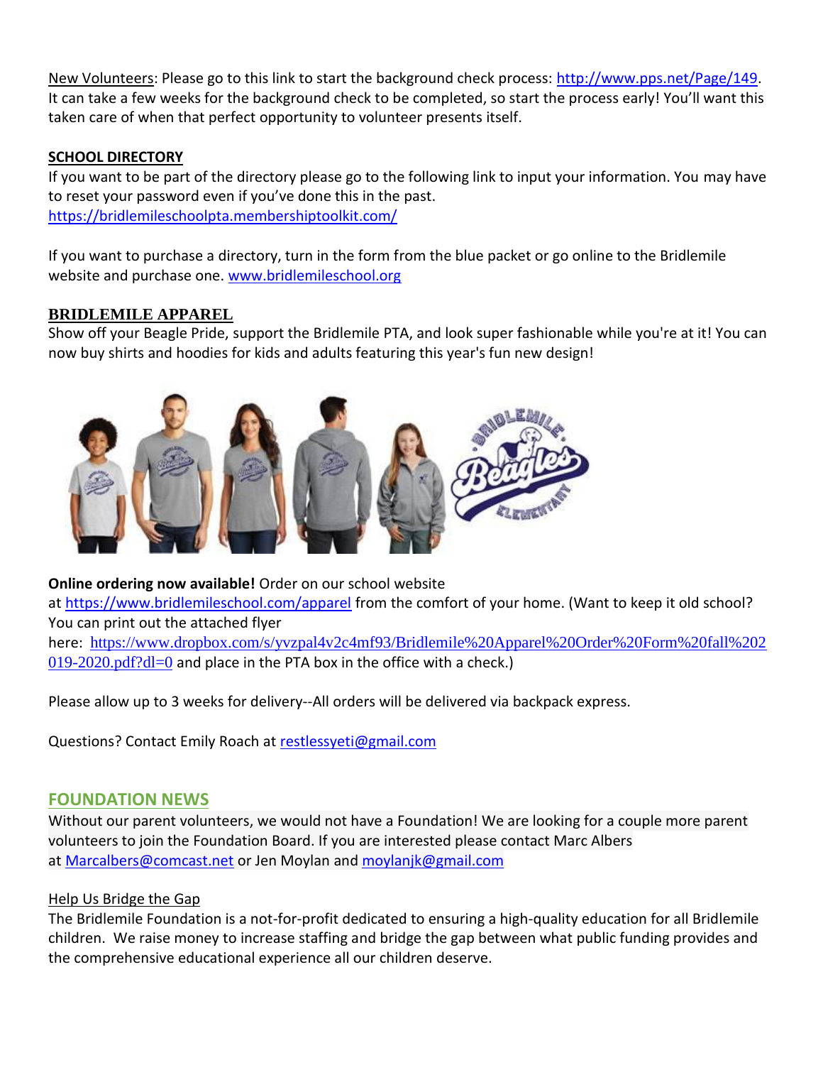New Volunteers: Please go to this link to start the background check process: http://www.pps.net/Page/149. It can take a few weeks for the background check to be completed, so start the process early! You'll want this taken care of when that perfect opportunity to volunteer presents itself.

**SCHOOL DIRECTORY**

If you want to be part of the directory please go to the following link to input your information. You may have to reset your password even if you've done this in the past.
https://bridlemileschoolpta.membershiptoolkit.com/

If you want to purchase a directory, turn in the form from the blue packet or go online to the Bridlemile website and purchase one. www.bridlemileschool.org

**BRIDLEMILE APPAREL**

Show off your Beagle Pride, support the Bridlemile PTA, and look super fashionable while you're at it! You can now buy shirts and hoodies for kids and adults featuring this year's fun new design!

**Online ordering now available!** Order on our school website at https://www.bridlemileschool.com/apparel from the comfort of your home. (Want to keep it old school? You can print out the attached flyer here: https://www.dropbox.com/s/yvzpal4v2c4mf93/Bridlemile%20Apparel%20Order%20Form%20fall%202019-2020.pdf?dl=0 and place in the PTA box in the office with a check.)

Please allow up to 3 weeks for delivery--All orders will be delivered via backpack express.

Questions? Contact Emily Roach at restlessyeti@gmail.com

## FOUNDATION NEWS

Without our parent volunteers, we would not have a Foundation! We are looking for a couple more parent volunteers to join the Foundation Board. If you are interested please contact Marc Albers at Marcalbers@comcast.net or Jen Moylan and moylanjk@gmail.com

Help Us Bridge the Gap

The Bridlemile Foundation is a not-for-profit dedicated to ensuring a high-quality education for all Bridlemile children. We raise money to increase staffing and bridge the gap between what public funding provides and the comprehensive educational experience all our children deserve.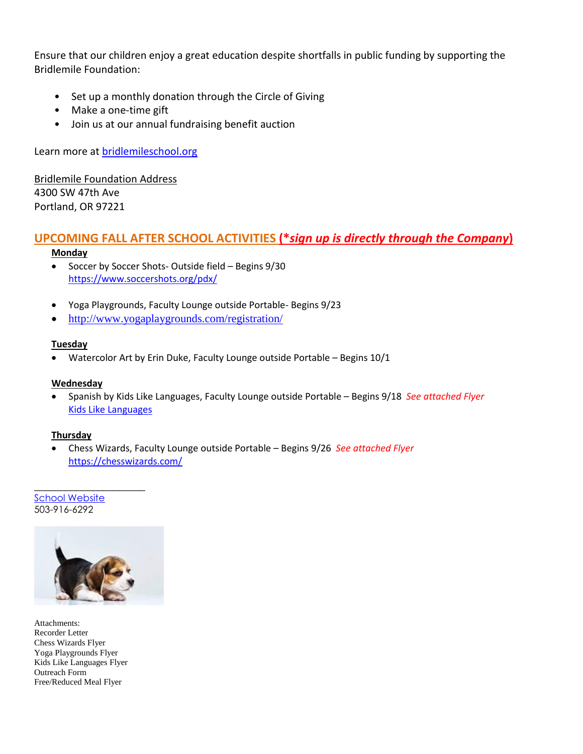Ensure that our children enjoy a great education despite shortfalls in public funding by supporting the Bridlemile Foundation:

- Set up a monthly donation through the Circle of Giving
- Make a one-time gift
- Join us at our annual fundraising benefit auction

Learn more at [bridlemileschool.org](bridlemileschool.org)

Bridlemile Foundation Address
4300 SW 47th Ave
Portland, OR 97221

## UPCOMING FALL AFTER SCHOOL ACTIVITIES (*sign up is directly through the Company*)

**Monday**

- Soccer by Soccer Shots- Outside field – Begins 9/30
  https://www.soccershots.org/pdx/
- Yoga Playgrounds, Faculty Lounge outside Portable- Begins 9/23
- http://www.yogaplaygrounds.com/registration/

**Tuesday**

- Watercolor Art by Erin Duke, Faculty Lounge outside Portable – Begins 10/1

**Wednesday**

- Spanish by Kids Like Languages, Faculty Lounge outside Portable – Begins 9/18 *See attached Flyer*
  Kids Like Languages

**Thursday**

- Chess Wizards, Faculty Lounge outside Portable – Begins 9/26 *See attached Flyer*
  https://chesswizards.com/

---

School Website
503-916-6292

Attachments:
Recorder Letter
Chess Wizards Flyer
Yoga Playgrounds Flyer
Kids Like Languages Flyer
Outreach Form
Free/Reduced Meal Flyer